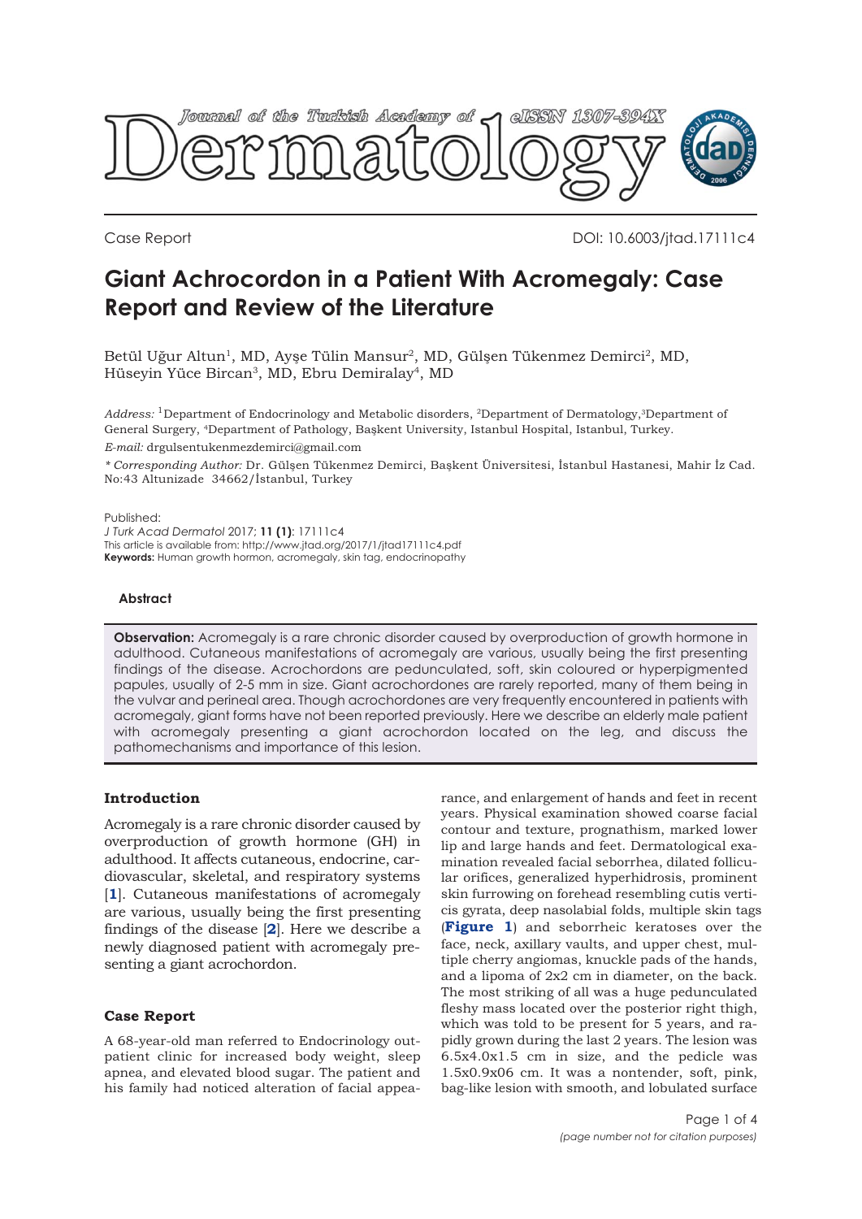Case Report DOI: 10.6003/jtad.17111c4

# Giant Achrocordon in a Patient With Acromegaly: Case Report and Review of the Literature

Betül Uğur Altun[1], MD, Ayşe Tülin Mansur[2], MD, Gülşen Tükenmez Demirci[2], MD, Hüseyin Yüce Bircan[3], MD, Ebru Demiralay[4], MD

*Address:* [1]Department of Endocrinology and Metabolic disorders, [2]Department of Dermatology,[3]Department of General Surgery, [4]Department of Pathology, Başkent University, Istanbul Hospital, Istanbul, Turkey.

*E-mail:* drgulsentukenmezdemirci@gmail.com

*\* Corresponding Author:* Dr. Gülşen Tükenmez Demirci, Başkent Üniversitesi, İstanbul Hastanesi, Mahir İz Cad. No:43 Altunizade 34662/İstanbul, Turkey

Published:
*J Turk Acad Dermatol* 2017; **11 (1)**: 17111c4
This article is available from: http://www.jtad.org/2017/1/jtad17111c4.pdf
**Keywords:** Human growth hormon, acromegaly, skin tag, endocrinopathy

### Abstract

**Observation:** Acromegaly is a rare chronic disorder caused by overproduction of growth hormone in adulthood. Cutaneous manifestations of acromegaly are various, usually being the first presenting findings of the disease. Acrochordons are pedunculated, soft, skin coloured or hyperpigmented papules, usually of 2-5 mm in size. Giant acrochordones are rarely reported, many of them being in the vulvar and perineal area. Though acrochordones are very frequently encountered in patients with acromegaly, giant forms have not been reported previously. Here we describe an elderly male patient with acromegaly presenting a giant acrochordon located on the leg, and discuss the pathomechanisms and importance of this lesion.

## Introduction

Acromegaly is a rare chronic disorder caused by overproduction of growth hormone (GH) in adulthood. It affects cutaneous, endocrine, cardiovascular, skeletal, and respiratory systems [1]. Cutaneous manifestations of acromegaly are various, usually being the first presenting findings of the disease [2]. Here we describe a newly diagnosed patient with acromegaly presenting a giant acrochordon.

## Case Report

A 68-year-old man referred to Endocrinology outpatient clinic for increased body weight, sleep apnea, and elevated blood sugar. The patient and his family had noticed alteration of facial appearance, and enlargement of hands and feet in recent years. Physical examination showed coarse facial contour and texture, prognathism, marked lower lip and large hands and feet. Dermatological examination revealed facial seborrhea, dilated follicular orifices, generalized hyperhidrosis, prominent skin furrowing on forehead resembling cutis verticis gyrata, deep nasolabial folds, multiple skin tags (**Figure 1**) and seborrheic keratoses over the face, neck, axillary vaults, and upper chest, multiple cherry angiomas, knuckle pads of the hands, and a lipoma of 2x2 cm in diameter, on the back. The most striking of all was a huge pedunculated fleshy mass located over the posterior right thigh, which was told to be present for 5 years, and rapidly grown during the last 2 years. The lesion was 6.5x4.0x1.5 cm in size, and the pedicle was 1.5x0.9x06 cm. It was a nontender, soft, pink, bag-like lesion with smooth, and lobulated surface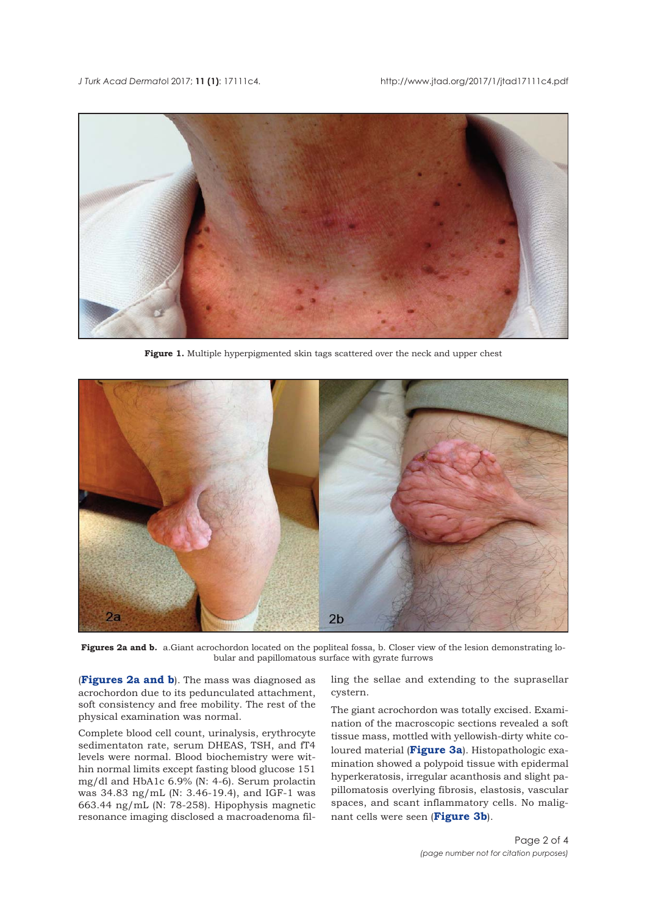**Figure 1.** Multiple hyperpigmented skin tags scattered over the neck and upper chest

**Figures 2a and b.** a.Giant acrochordon located on the popliteal fossa, b. Closer view of the lesion demonstrating lobular and papillomatous surface with gyrate furrows

(**Figures 2a and b**). The mass was diagnosed as acrochordon due to its pedunculated attachment, soft consistency and free mobility. The rest of the physical examination was normal.

Complete blood cell count, urinalysis, erythrocyte sedimentaton rate, serum DHEAS, TSH, and fT4 levels were normal. Blood biochemistry were within normal limits except fasting blood glucose 151 mg/dl and HbA1c 6.9% (N: 4-6). Serum prolactin was 34.83 ng/mL (N: 3.46-19.4), and IGF-1 was 663.44 ng/mL (N: 78-258). Hipophysis magnetic resonance imaging disclosed a macroadenoma filling the sellae and extending to the suprasellar cystern.

The giant acrochordon was totally excised. Examination of the macroscopic sections revealed a soft tissue mass, mottled with yellowish-dirty white coloured material (**Figure 3a**). Histopathologic examination showed a polypoid tissue with epidermal hyperkeratosis, irregular acanthosis and slight papillomatosis overlying fibrosis, elastosis, vascular spaces, and scant inflammatory cells. No malignant cells were seen (**Figure 3b**).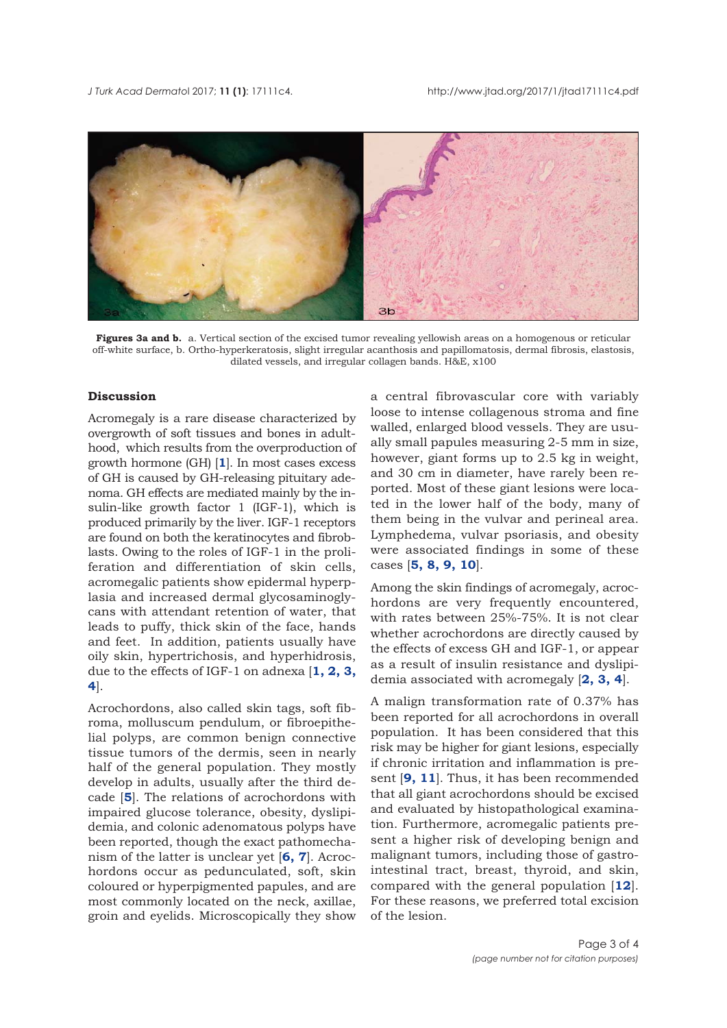**Figures 3a and b.** a. Vertical section of the excised tumor revealing yellowish areas on a homogenous or reticular off-white surface, b. Ortho-hyperkeratosis, slight irregular acanthosis and papillomatosis, dermal fibrosis, elastosis, dilated vessels, and irregular collagen bands. H&E, x100

## Discussion

Acromegaly is a rare disease characterized by overgrowth of soft tissues and bones in adulthood, which results from the overproduction of growth hormone (GH) [**1**]. In most cases excess of GH is caused by GH-releasing pituitary adenoma. GH effects are mediated mainly by the insulin-like growth factor 1 (IGF-1), which is produced primarily by the liver. IGF-1 receptors are found on both the keratinocytes and fibroblasts. Owing to the roles of IGF-1 in the proliferation and differentiation of skin cells, acromegalic patients show epidermal hyperplasia and increased dermal glycosaminoglycans with attendant retention of water, that leads to puffy, thick skin of the face, hands and feet. In addition, patients usually have oily skin, hypertrichosis, and hyperhidrosis, due to the effects of IGF-1 on adnexa [**1, 2, 3, 4**].

Acrochordons, also called skin tags, soft fibroma, molluscum pendulum, or fibroepithelial polyps, are common benign connective tissue tumors of the dermis, seen in nearly half of the general population. They mostly develop in adults, usually after the third decade [**5**]. The relations of acrochordons with impaired glucose tolerance, obesity, dyslipidemia, and colonic adenomatous polyps have been reported, though the exact pathomechanism of the latter is unclear yet [**6, 7**]. Acrochordons occur as pedunculated, soft, skin coloured or hyperpigmented papules, and are most commonly located on the neck, axillae, groin and eyelids. Microscopically they show a central fibrovascular core with variably loose to intense collagenous stroma and fine walled, enlarged blood vessels. They are usually small papules measuring 2-5 mm in size, however, giant forms up to 2.5 kg in weight, and 30 cm in diameter, have rarely been reported. Most of these giant lesions were located in the lower half of the body, many of them being in the vulvar and perineal area. Lymphedema, vulvar psoriasis, and obesity were associated findings in some of these cases [**5, 8, 9, 10**].

Among the skin findings of acromegaly, acrochordons are very frequently encountered, with rates between 25%-75%. It is not clear whether acrochordons are directly caused by the effects of excess GH and IGF-1, or appear as a result of insulin resistance and dyslipidemia associated with acromegaly [**2, 3, 4**].

A malign transformation rate of 0.37% has been reported for all acrochordons in overall population. It has been considered that this risk may be higher for giant lesions, especially if chronic irritation and inflammation is present [**9, 11**]. Thus, it has been recommended that all giant acrochordons should be excised and evaluated by histopathological examination. Furthermore, acromegalic patients present a higher risk of developing benign and malignant tumors, including those of gastrointestinal tract, breast, thyroid, and skin, compared with the general population [**12**]. For these reasons, we preferred total excision of the lesion.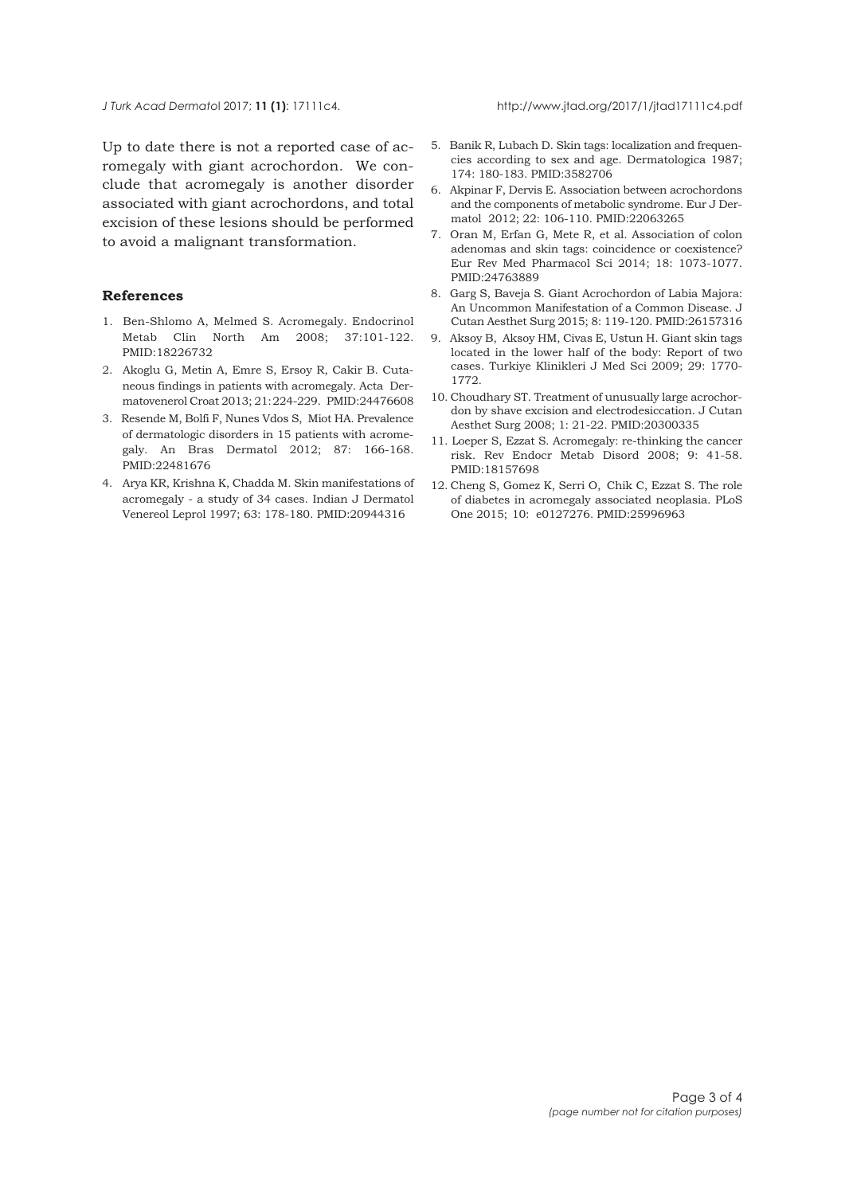Up to date there is not a reported case of acromegaly with giant acrochordon. We conclude that acromegaly is another disorder associated with giant acrochordons, and total excision of these lesions should be performed to avoid a malignant transformation.

## References

1. Ben-Shlomo A, Melmed S. Acromegaly. Endocrinol Metab Clin North Am 2008; 37:101-122. PMID:18226732
2. Akoglu G, Metin A, Emre S, Ersoy R, Cakir B. Cutaneous findings in patients with acromegaly. Acta Dermatovenerol Croat 2013; 21: 224-229. PMID:24476608
3. Resende M, Bolfi F, Nunes Vdos S, Miot HA. Prevalence of dermatologic disorders in 15 patients with acromegaly. An Bras Dermatol 2012; 87: 166-168. PMID:22481676
4. Arya KR, Krishna K, Chadda M. Skin manifestations of acromegaly - a study of 34 cases. Indian J Dermatol Venereol Leprol 1997; 63: 178-180. PMID:20944316
5. Banik R, Lubach D. Skin tags: localization and frequencies according to sex and age. Dermatologica 1987; 174: 180-183. PMID:3582706
6. Akpinar F, Dervis E. Association between acrochordons and the components of metabolic syndrome. Eur J Dermatol 2012; 22: 106-110. PMID:22063265
7. Oran M, Erfan G, Mete R, et al. Association of colon adenomas and skin tags: coincidence or coexistence? Eur Rev Med Pharmacol Sci 2014; 18: 1073-1077. PMID:24763889
8. Garg S, Baveja S. Giant Acrochordon of Labia Majora: An Uncommon Manifestation of a Common Disease. J Cutan Aesthet Surg 2015; 8: 119-120. PMID:26157316
9. Aksoy B, Aksoy HM, Civas E, Ustun H. Giant skin tags located in the lower half of the body: Report of two cases. Turkiye Klinikleri J Med Sci 2009; 29: 1770-1772.
10. Choudhary ST. Treatment of unusually large acrochordon by shave excision and electrodesiccation. J Cutan Aesthet Surg 2008; 1: 21-22. PMID:20300335
11. Loeper S, Ezzat S. Acromegaly: re-thinking the cancer risk. Rev Endocr Metab Disord 2008; 9: 41-58. PMID:18157698
12. Cheng S, Gomez K, Serri O, Chik C, Ezzat S. The role of diabetes in acromegaly associated neoplasia. PLoS One 2015; 10: e0127276. PMID:25996963